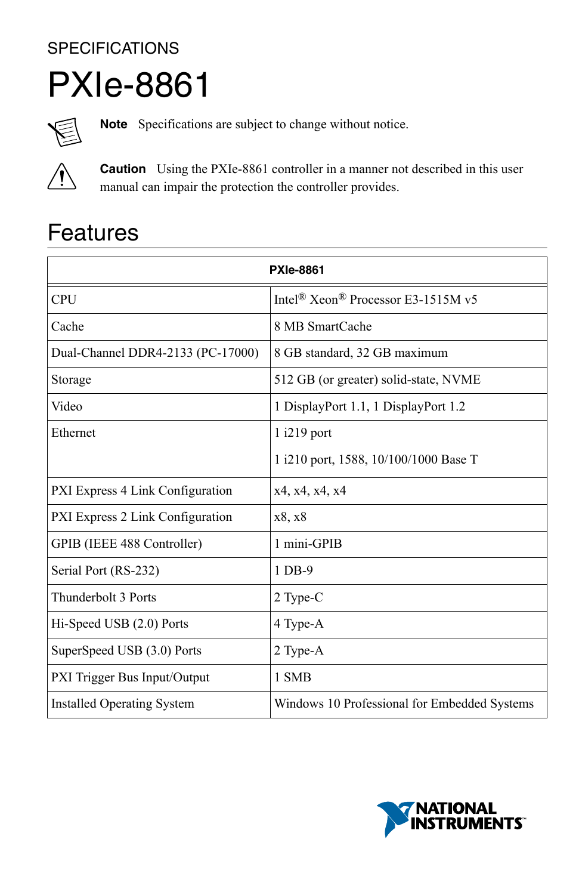SPECIFICATIONS

# PXIe-8861

**Note** Specifications are subject to change without notice.

**Caution** Using the PXIe-8861 controller in a manner not described in this user manual can impair the protection the controller provides.

## Features

| PXIe-8861 | |
|---|---|
| CPU | Intel® Xeon® Processor E3-1515M v5 |
| Cache | 8 MB SmartCache |
| Dual-Channel DDR4-2133 (PC-17000) | 8 GB standard, 32 GB maximum |
| Storage | 512 GB (or greater) solid-state, NVME |
| Video | 1 DisplayPort 1.1, 1 DisplayPort 1.2 |
| Ethernet | 1 i219 port<br>1 i210 port, 1588, 10/100/1000 Base T |
| PXI Express 4 Link Configuration | x4, x4, x4, x4 |
| PXI Express 2 Link Configuration | x8, x8 |
| GPIB (IEEE 488 Controller) | 1 mini-GPIB |
| Serial Port (RS-232) | 1 DB-9 |
| Thunderbolt 3 Ports | 2 Type-C |
| Hi-Speed USB (2.0) Ports | 4 Type-A |
| SuperSpeed USB (3.0) Ports | 2 Type-A |
| PXI Trigger Bus Input/Output | 1 SMB |
| Installed Operating System | Windows 10 Professional for Embedded Systems |

NATIONAL INSTRUMENTS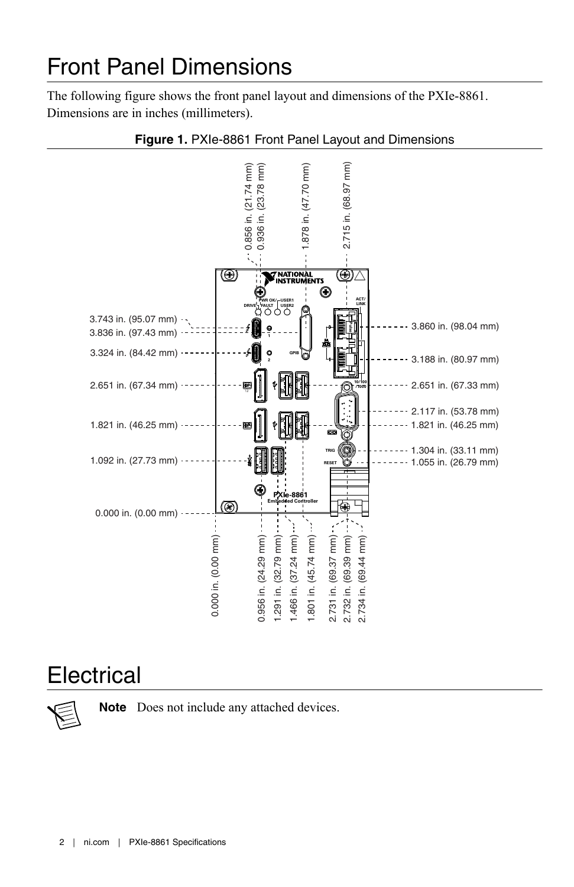# Front Panel Dimensions

The following figure shows the front panel layout and dimensions of the PXIe-8861. Dimensions are in inches (millimeters).

**Figure 1.** PXIe-8861 Front Panel Layout and Dimensions

0.856 in. (21.74 mm)
0.936 in. (23.78 mm)
1.878 in. (47.70 mm)
2.715 in. (68.97 mm)

3.743 in. (95.07 mm)
3.836 in. (97.43 mm)
3.324 in. (84.42 mm)
2.651 in. (67.34 mm)
1.821 in. (46.25 mm)
1.092 in. (27.73 mm)
0.000 in. (0.00 mm)

3.860 in. (98.04 mm)
3.188 in. (80.97 mm)
2.651 in. (67.33 mm)
2.117 in. (53.78 mm)
1.821 in. (46.25 mm)
1.304 in. (33.11 mm)
1.055 in. (26.79 mm)

0.000 in. (0.00 mm)
0.956 in. (24.29 mm)
1.291 in. (32.79 mm)
1.466 in. (37.24 mm)
1.801 in. (45.74 mm)
2.731 in. (69.37 mm)
2.732 in. (69.39 mm)
2.734 in. (69.44 mm)

NATIONAL INSTRUMENTS
DRIVE
PWR OK/FAULT
USER1
USER2
GPIB
ACT/LINK
10/100/1000
TRIG
RESET
PXIe-8861
Embedded Controller

# Electrical

**Note** Does not include any attached devices.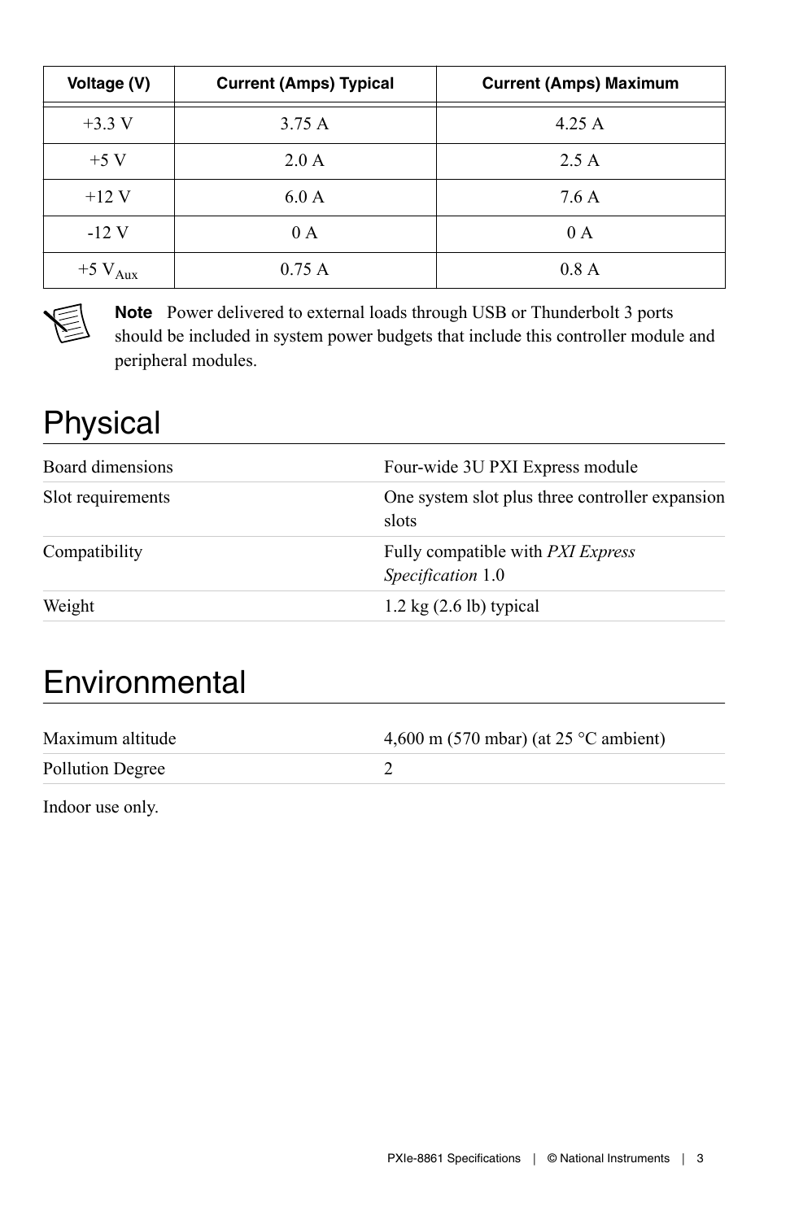| Voltage (V) | Current (Amps) Typical | Current (Amps) Maximum |
|---|---|---|
| +3.3 V | 3.75 A | 4.25 A |
| +5 V | 2.0 A | 2.5 A |
| +12 V | 6.0 A | 7.6 A |
| -12 V | 0 A | 0 A |
| +5 $V_{Aux}$ | 0.75 A | 0.8 A |

**Note** Power delivered to external loads through USB or Thunderbolt 3 ports should be included in system power budgets that include this controller module and peripheral modules.

# Physical

| | |
|---|---|
| Board dimensions | Four-wide 3U PXI Express module |
| Slot requirements | One system slot plus three controller expansion slots |
| Compatibility | Fully compatible with *PXI Express Specification* 1.0 |
| Weight | 1.2 kg (2.6 lb) typical |

# Environmental

| | |
|---|---|
| Maximum altitude | 4,600 m (570 mbar) (at 25 °C ambient) |
| Pollution Degree | 2 |

Indoor use only.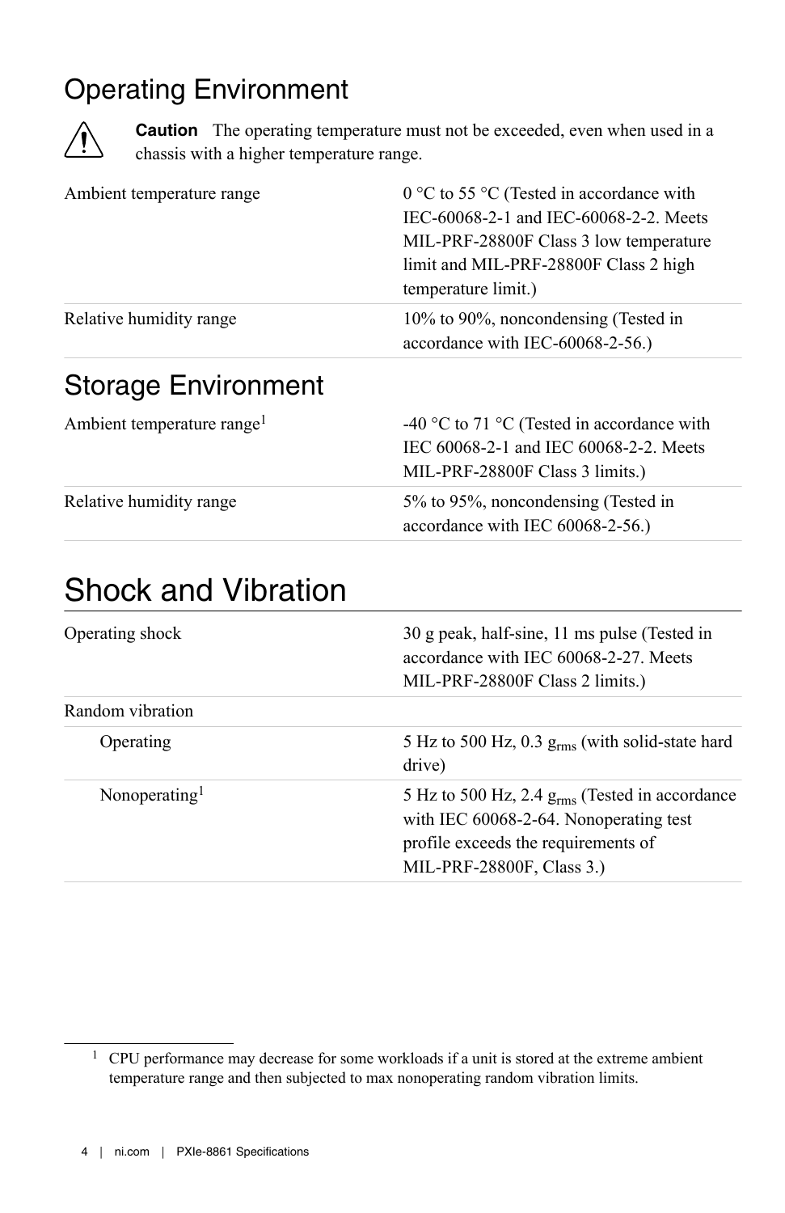## Operating Environment

**Caution** The operating temperature must not be exceeded, even when used in a chassis with a higher temperature range.

| | |
|---|---|
| Ambient temperature range | 0 °C to 55 °C (Tested in accordance with IEC-60068-2-1 and IEC-60068-2-2. Meets MIL-PRF-28800F Class 3 low temperature limit and MIL-PRF-28800F Class 2 high temperature limit.) |
| Relative humidity range | 10% to 90%, noncondensing (Tested in accordance with IEC-60068-2-56.) |

## Storage Environment

| | |
|---|---|
| Ambient temperature range[1] | -40 °C to 71 °C (Tested in accordance with IEC 60068-2-1 and IEC 60068-2-2. Meets MIL-PRF-28800F Class 3 limits.) |
| Relative humidity range | 5% to 95%, noncondensing (Tested in accordance with IEC 60068-2-56.) |

# Shock and Vibration

| | |
|---|---|
| Operating shock | 30 g peak, half-sine, 11 ms pulse (Tested in accordance with IEC 60068-2-27. Meets MIL-PRF-28800F Class 2 limits.) |
| Random vibration | |
| Operating | 5 Hz to 500 Hz, 0.3 $g_{rms}$ (with solid-state hard drive) |
| Nonoperating[1] | 5 Hz to 500 Hz, 2.4 $g_{rms}$ (Tested in accordance with IEC 60068-2-64. Nonoperating test profile exceeds the requirements of MIL-PRF-28800F, Class 3.) |

[1] CPU performance may decrease for some workloads if a unit is stored at the extreme ambient temperature range and then subjected to max nonoperating random vibration limits.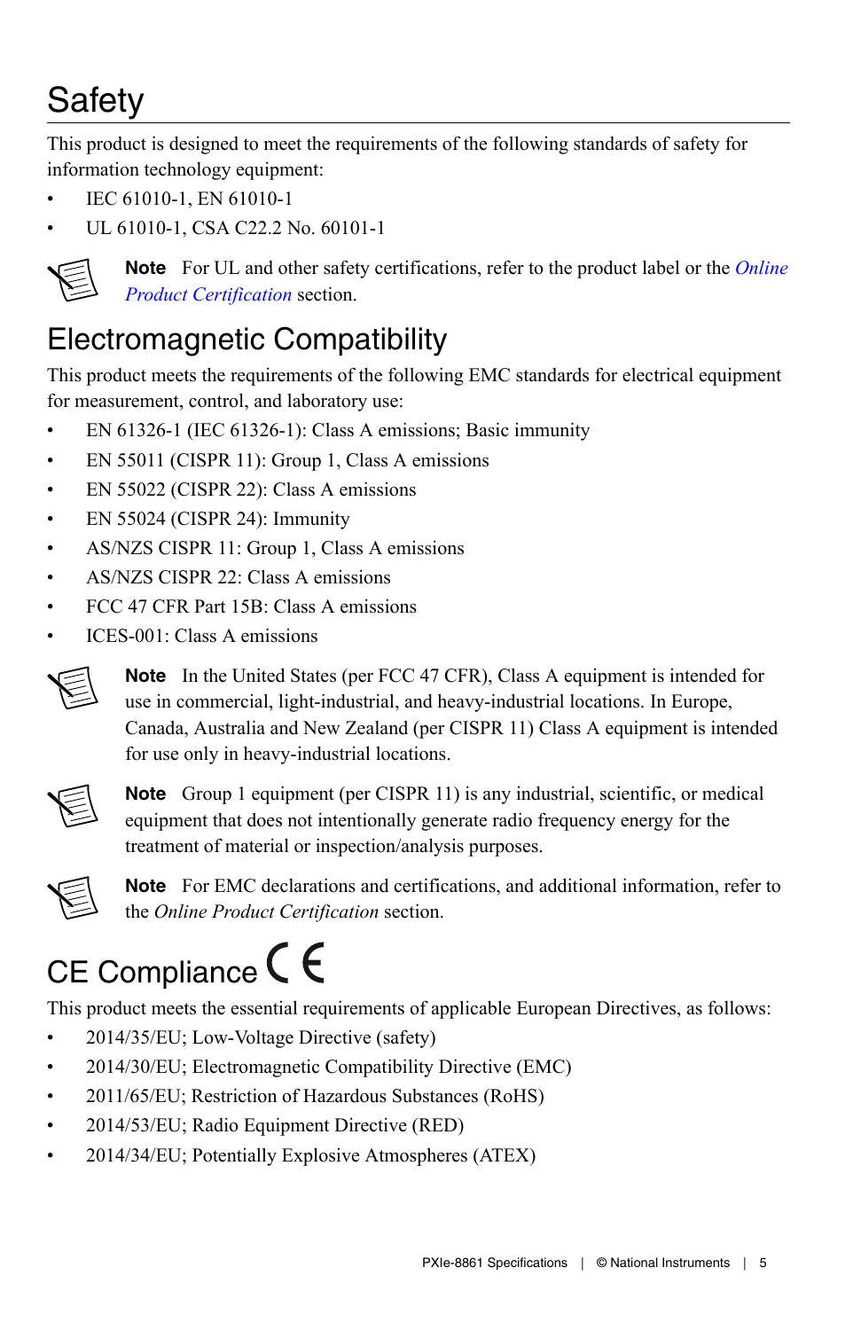# Safety

This product is designed to meet the requirements of the following standards of safety for information technology equipment:

- IEC 61010-1, EN 61010-1
- UL 61010-1, CSA C22.2 No. 60101-1

**Note** For UL and other safety certifications, refer to the product label or the *Online Product Certification* section.

# Electromagnetic Compatibility

This product meets the requirements of the following EMC standards for electrical equipment for measurement, control, and laboratory use:

- EN 61326-1 (IEC 61326-1): Class A emissions; Basic immunity
- EN 55011 (CISPR 11): Group 1, Class A emissions
- EN 55022 (CISPR 22): Class A emissions
- EN 55024 (CISPR 24): Immunity
- AS/NZS CISPR 11: Group 1, Class A emissions
- AS/NZS CISPR 22: Class A emissions
- FCC 47 CFR Part 15B: Class A emissions
- ICES-001: Class A emissions

**Note** In the United States (per FCC 47 CFR), Class A equipment is intended for use in commercial, light-industrial, and heavy-industrial locations. In Europe, Canada, Australia and New Zealand (per CISPR 11) Class A equipment is intended for use only in heavy-industrial locations.

**Note** Group 1 equipment (per CISPR 11) is any industrial, scientific, or medical equipment that does not intentionally generate radio frequency energy for the treatment of material or inspection/analysis purposes.

**Note** For EMC declarations and certifications, and additional information, refer to the *Online Product Certification* section.

# CE Compliance CE

This product meets the essential requirements of applicable European Directives, as follows:

- 2014/35/EU; Low-Voltage Directive (safety)
- 2014/30/EU; Electromagnetic Compatibility Directive (EMC)
- 2011/65/EU; Restriction of Hazardous Substances (RoHS)
- 2014/53/EU; Radio Equipment Directive (RED)
- 2014/34/EU; Potentially Explosive Atmospheres (ATEX)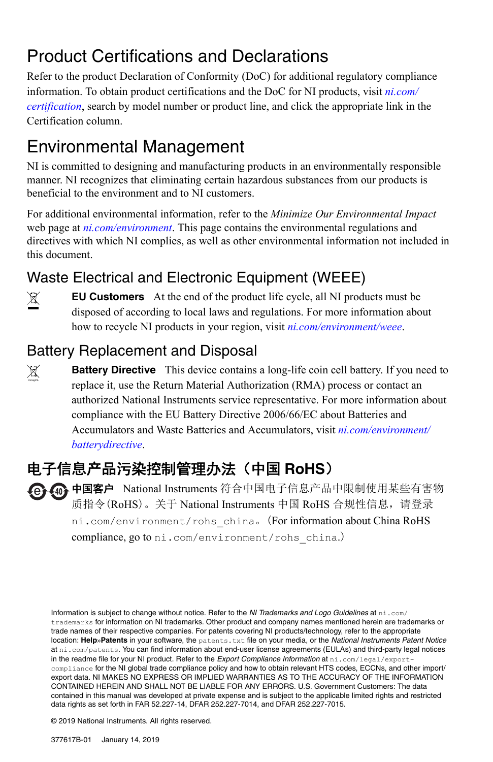# Product Certifications and Declarations

Refer to the product Declaration of Conformity (DoC) for additional regulatory compliance information. To obtain product certifications and the DoC for NI products, visit *ni.com/certification*, search by model number or product line, and click the appropriate link in the Certification column.

# Environmental Management

NI is committed to designing and manufacturing products in an environmentally responsible manner. NI recognizes that eliminating certain hazardous substances from our products is beneficial to the environment and to NI customers.

For additional environmental information, refer to the *Minimize Our Environmental Impact* web page at *ni.com/environment*. This page contains the environmental regulations and directives with which NI complies, as well as other environmental information not included in this document.

## Waste Electrical and Electronic Equipment (WEEE)

**EU Customers** At the end of the product life cycle, all NI products must be disposed of according to local laws and regulations. For more information about how to recycle NI products in your region, visit *ni.com/environment/weee*.

## Battery Replacement and Disposal

**Battery Directive** This device contains a long-life coin cell battery. If you need to replace it, use the Return Material Authorization (RMA) process or contact an authorized National Instruments service representative. For more information about compliance with the EU Battery Directive 2006/66/EC about Batteries and Accumulators and Waste Batteries and Accumulators, visit *ni.com/environment/batterydirective*.

## 电子信息产品污染控制管理办法（中国 RoHS）

**中国客户** National Instruments 符合中国电子信息产品中限制使用某些有害物质指令(RoHS)。关于 National Instruments 中国 RoHS 合规性信息，请登录 `ni.com/environment/rohs_china`。(For information about China RoHS compliance, go to `ni.com/environment/rohs_china`.)

Information is subject to change without notice. Refer to the *NI Trademarks and Logo Guidelines* at `ni.com/trademarks` for information on NI trademarks. Other product and company names mentioned herein are trademarks or trade names of their respective companies. For patents covering NI products/technology, refer to the appropriate location: **Help»Patents** in your software, the `patents.txt` file on your media, or the *National Instruments Patent Notice* at `ni.com/patents`. You can find information about end-user license agreements (EULAs) and third-party legal notices in the readme file for your NI product. Refer to the *Export Compliance Information* at `ni.com/legal/export-compliance` for the NI global trade compliance policy and how to obtain relevant HTS codes, ECCNs, and other import/export data. NI MAKES NO EXPRESS OR IMPLIED WARRANTIES AS TO THE ACCURACY OF THE INFORMATION CONTAINED HEREIN AND SHALL NOT BE LIABLE FOR ANY ERRORS. U.S. Government Customers: The data contained in this manual was developed at private expense and is subject to the applicable limited rights and restricted data rights as set forth in FAR 52.227-14, DFAR 252.227-7014, and DFAR 252.227-7015.

© 2019 National Instruments. All rights reserved.

377617B-01 January 14, 2019